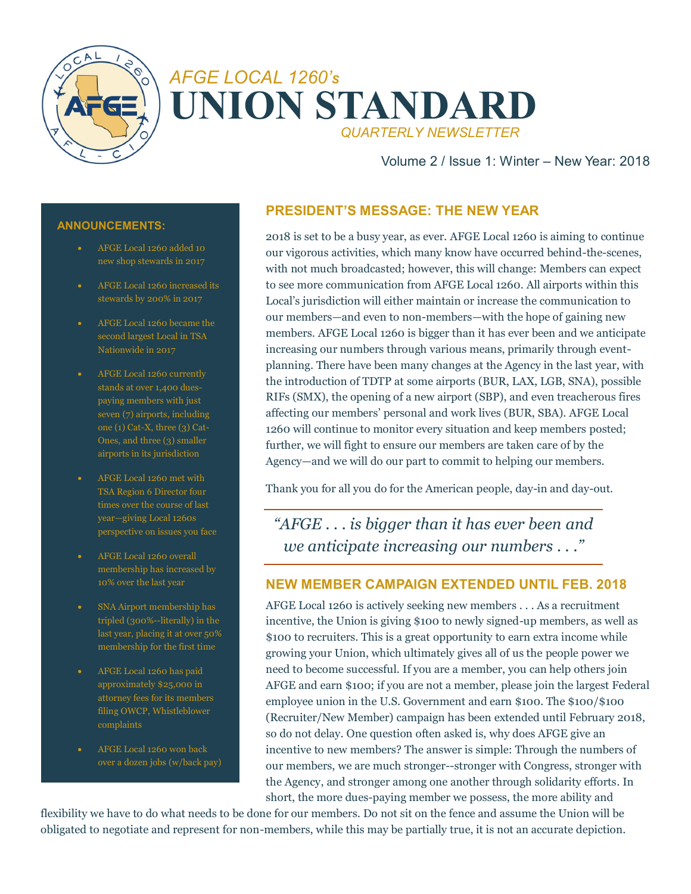# AFGE LOCAL 1260's UNION STANDARD

*QUARTERLY NEWSLETTER*

Volume 2 / Issue 1: Winter – New Year: 2018

### ANNOUNCEMENTS:

- AFGE Local 1260 added 10 new shop stewards in 2017
- AFGE Local 1260 increased its stewards by 200% in 2017
- AFGE Local 1260 became the second largest Local in TSA Nationwide in 2017
- AFGE Local 1260 currently stands at over 1,400 dues-paying members with just seven (7) airports, including one (1) Cat-X, three (3) Cat-Ones, and three (3) smaller airports in its jurisdiction
- AFGE Local 1260 met with TSA Region 6 Director four times over the course of last year—giving Local 1260s perspective on issues you face
- AFGE Local 1260 overall membership has increased by 10% over the last year
- SNA Airport membership has tripled (300%--literally) in the last year, placing it at over 50% membership for the first time
- AFGE Local 1260 has paid approximately $25,000 in attorney fees for its members filing OWCP, Whistleblower complaints
- AFGE Local 1260 won back over a dozen jobs (w/back pay)

## PRESIDENT'S MESSAGE: THE NEW YEAR

2018 is set to be a busy year, as ever. AFGE Local 1260 is aiming to continue our vigorous activities, which many know have occurred behind-the-scenes, with not much broadcasted; however, this will change: Members can expect to see more communication from AFGE Local 1260. All airports within this Local's jurisdiction will either maintain or increase the communication to our members—and even to non-members—with the hope of gaining new members. AFGE Local 1260 is bigger than it has ever been and we anticipate increasing our numbers through various means, primarily through event-planning. There have been many changes at the Agency in the last year, with the introduction of TDTP at some airports (BUR, LAX, LGB, SNA), possible RIFs (SMX), the opening of a new airport (SBP), and even treacherous fires affecting our members' personal and work lives (BUR, SBA). AFGE Local 1260 will continue to monitor every situation and keep members posted; further, we will fight to ensure our members are taken care of by the Agency—and we will do our part to commit to helping our members.

Thank you for all you do for the American people, day-in and day-out.

> *"AFGE . . . is bigger than it has ever been and we anticipate increasing our numbers . . ."*

## NEW MEMBER CAMPAIGN EXTENDED UNTIL FEB. 2018

AFGE Local 1260 is actively seeking new members . . . As a recruitment incentive, the Union is giving $100 to newly signed-up members, as well as $100 to recruiters. This is a great opportunity to earn extra income while growing your Union, which ultimately gives all of us the people power we need to become successful. If you are a member, you can help others join AFGE and earn $100; if you are not a member, please join the largest Federal employee union in the U.S. Government and earn $100. The $100/$100 (Recruiter/New Member) campaign has been extended until February 2018, so do not delay. One question often asked is, why does AFGE give an incentive to new members? The answer is simple: Through the numbers of our members, we are much stronger--stronger with Congress, stronger with the Agency, and stronger among one another through solidarity efforts. In short, the more dues-paying member we possess, the more ability and flexibility we have to do what needs to be done for our members. Do not sit on the fence and assume the Union will be obligated to negotiate and represent for non-members, while this may be partially true, it is not an accurate depiction.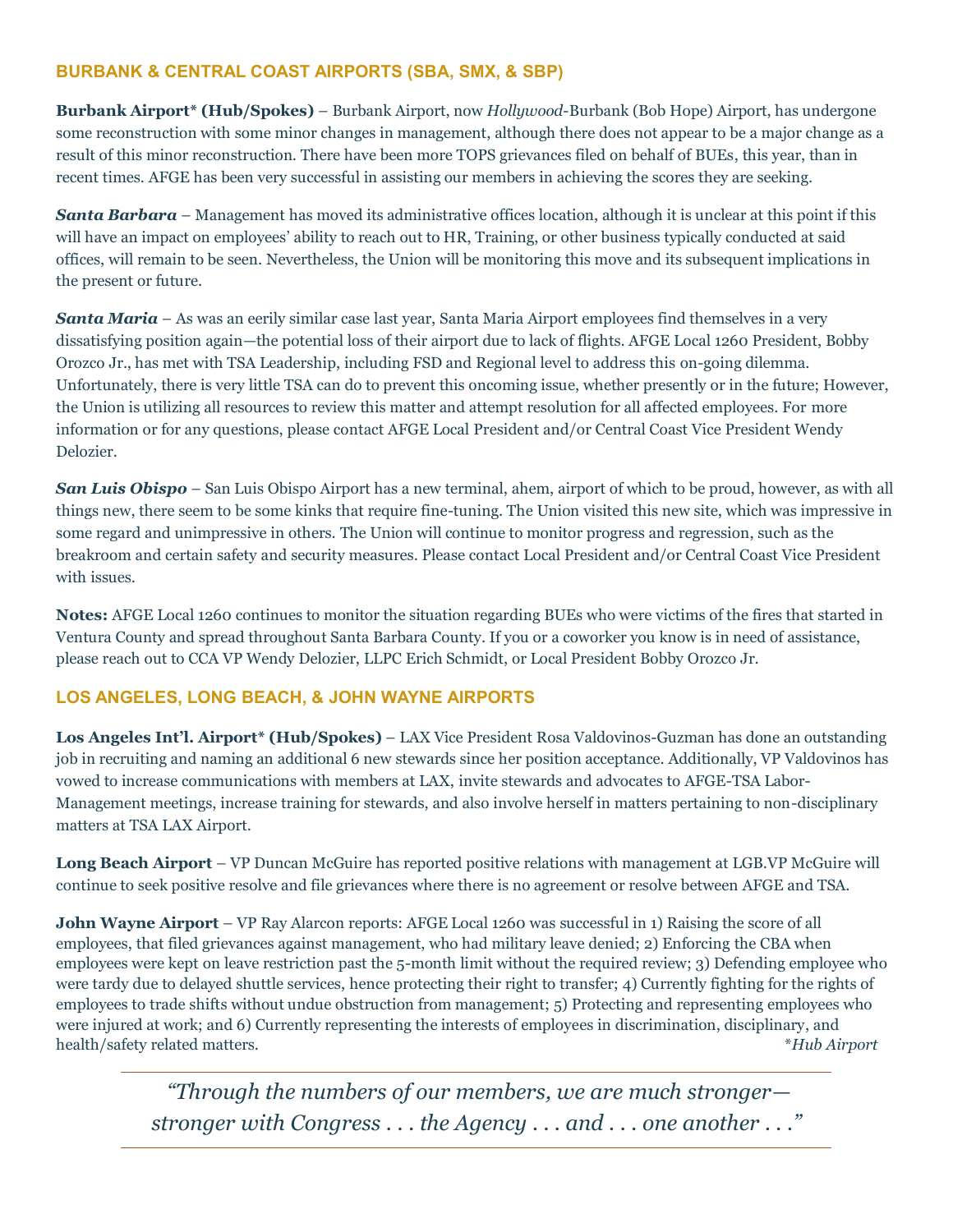## BURBANK & CENTRAL COAST AIRPORTS (SBA, SMX, & SBP)

**Burbank Airport\* (Hub/Spokes)** – Burbank Airport, now *Hollywood*-Burbank (Bob Hope) Airport, has undergone some reconstruction with some minor changes in management, although there does not appear to be a major change as a result of this minor reconstruction. There have been more TOPS grievances filed on behalf of BUEs, this year, than in recent times. AFGE has been very successful in assisting our members in achieving the scores they are seeking.

***Santa Barbara*** – Management has moved its administrative offices location, although it is unclear at this point if this will have an impact on employees' ability to reach out to HR, Training, or other business typically conducted at said offices, will remain to be seen. Nevertheless, the Union will be monitoring this move and its subsequent implications in the present or future.

***Santa Maria*** – As was an eerily similar case last year, Santa Maria Airport employees find themselves in a very dissatisfying position again—the potential loss of their airport due to lack of flights. AFGE Local 1260 President, Bobby Orozco Jr., has met with TSA Leadership, including FSD and Regional level to address this on-going dilemma. Unfortunately, there is very little TSA can do to prevent this oncoming issue, whether presently or in the future; However, the Union is utilizing all resources to review this matter and attempt resolution for all affected employees. For more information or for any questions, please contact AFGE Local President and/or Central Coast Vice President Wendy Delozier.

***San Luis Obispo*** – San Luis Obispo Airport has a new terminal, ahem, airport of which to be proud, however, as with all things new, there seem to be some kinks that require fine-tuning. The Union visited this new site, which was impressive in some regard and unimpressive in others. The Union will continue to monitor progress and regression, such as the breakroom and certain safety and security measures. Please contact Local President and/or Central Coast Vice President with issues.

**Notes:** AFGE Local 1260 continues to monitor the situation regarding BUEs who were victims of the fires that started in Ventura County and spread throughout Santa Barbara County. If you or a coworker you know is in need of assistance, please reach out to CCA VP Wendy Delozier, LLPC Erich Schmidt, or Local President Bobby Orozco Jr.

## LOS ANGELES, LONG BEACH, & JOHN WAYNE AIRPORTS

**Los Angeles Int'l. Airport\* (Hub/Spokes)** – LAX Vice President Rosa Valdovinos-Guzman has done an outstanding job in recruiting and naming an additional 6 new stewards since her position acceptance. Additionally, VP Valdovinos has vowed to increase communications with members at LAX, invite stewards and advocates to AFGE-TSA Labor-Management meetings, increase training for stewards, and also involve herself in matters pertaining to non-disciplinary matters at TSA LAX Airport.

**Long Beach Airport** – VP Duncan McGuire has reported positive relations with management at LGB.VP McGuire will continue to seek positive resolve and file grievances where there is no agreement or resolve between AFGE and TSA.

**John Wayne Airport** – VP Ray Alarcon reports: AFGE Local 1260 was successful in 1) Raising the score of all employees, that filed grievances against management, who had military leave denied; 2) Enforcing the CBA when employees were kept on leave restriction past the 5-month limit without the required review; 3) Defending employee who were tardy due to delayed shuttle services, hence protecting their right to transfer; 4) Currently fighting for the rights of employees to trade shifts without undue obstruction from management; 5) Protecting and representing employees who were injured at work; and 6) Currently representing the interests of employees in discrimination, disciplinary, and health/safety related matters.

*\*Hub Airport*

---

*"Through the numbers of our members, we are much stronger— stronger with Congress . . . the Agency . . . and . . . one another . . ."*

---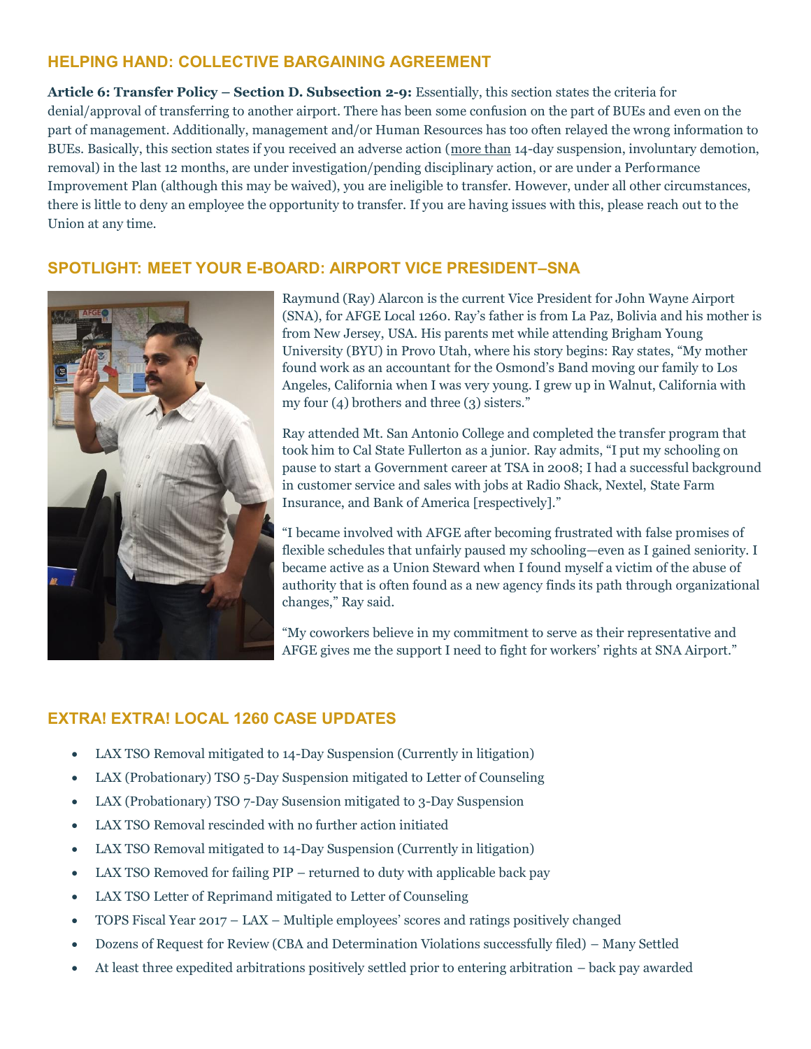## HELPING HAND: COLLECTIVE BARGAINING AGREEMENT

**Article 6: Transfer Policy – Section D. Subsection 2-9:** Essentially, this section states the criteria for denial/approval of transferring to another airport. There has been some confusion on the part of BUEs and even on the part of management. Additionally, management and/or Human Resources has too often relayed the wrong information to BUEs. Basically, this section states if you received an adverse action (more than 14-day suspension, involuntary demotion, removal) in the last 12 months, are under investigation/pending disciplinary action, or are under a Performance Improvement Plan (although this may be waived), you are ineligible to transfer. However, under all other circumstances, there is little to deny an employee the opportunity to transfer. If you are having issues with this, please reach out to the Union at any time.

## SPOTLIGHT: MEET YOUR E-BOARD: AIRPORT VICE PRESIDENT–SNA

Raymund (Ray) Alarcon is the current Vice President for John Wayne Airport (SNA), for AFGE Local 1260. Ray's father is from La Paz, Bolivia and his mother is from New Jersey, USA. His parents met while attending Brigham Young University (BYU) in Provo Utah, where his story begins: Ray states, "My mother found work as an accountant for the Osmond's Band moving our family to Los Angeles, California when I was very young. I grew up in Walnut, California with my four (4) brothers and three (3) sisters."

Ray attended Mt. San Antonio College and completed the transfer program that took him to Cal State Fullerton as a junior. Ray admits, "I put my schooling on pause to start a Government career at TSA in 2008; I had a successful background in customer service and sales with jobs at Radio Shack, Nextel, State Farm Insurance, and Bank of America [respectively]."

"I became involved with AFGE after becoming frustrated with false promises of flexible schedules that unfairly paused my schooling—even as I gained seniority. I became active as a Union Steward when I found myself a victim of the abuse of authority that is often found as a new agency finds its path through organizational changes," Ray said.

"My coworkers believe in my commitment to serve as their representative and AFGE gives me the support I need to fight for workers' rights at SNA Airport."

## EXTRA! EXTRA! LOCAL 1260 CASE UPDATES

- LAX TSO Removal mitigated to 14-Day Suspension (Currently in litigation)
- LAX (Probationary) TSO 5-Day Suspension mitigated to Letter of Counseling
- LAX (Probationary) TSO 7-Day Susension mitigated to 3-Day Suspension
- LAX TSO Removal rescinded with no further action initiated
- LAX TSO Removal mitigated to 14-Day Suspension (Currently in litigation)
- LAX TSO Removed for failing PIP – returned to duty with applicable back pay
- LAX TSO Letter of Reprimand mitigated to Letter of Counseling
- TOPS Fiscal Year 2017 – LAX – Multiple employees' scores and ratings positively changed
- Dozens of Request for Review (CBA and Determination Violations successfully filed) – Many Settled
- At least three expedited arbitrations positively settled prior to entering arbitration – back pay awarded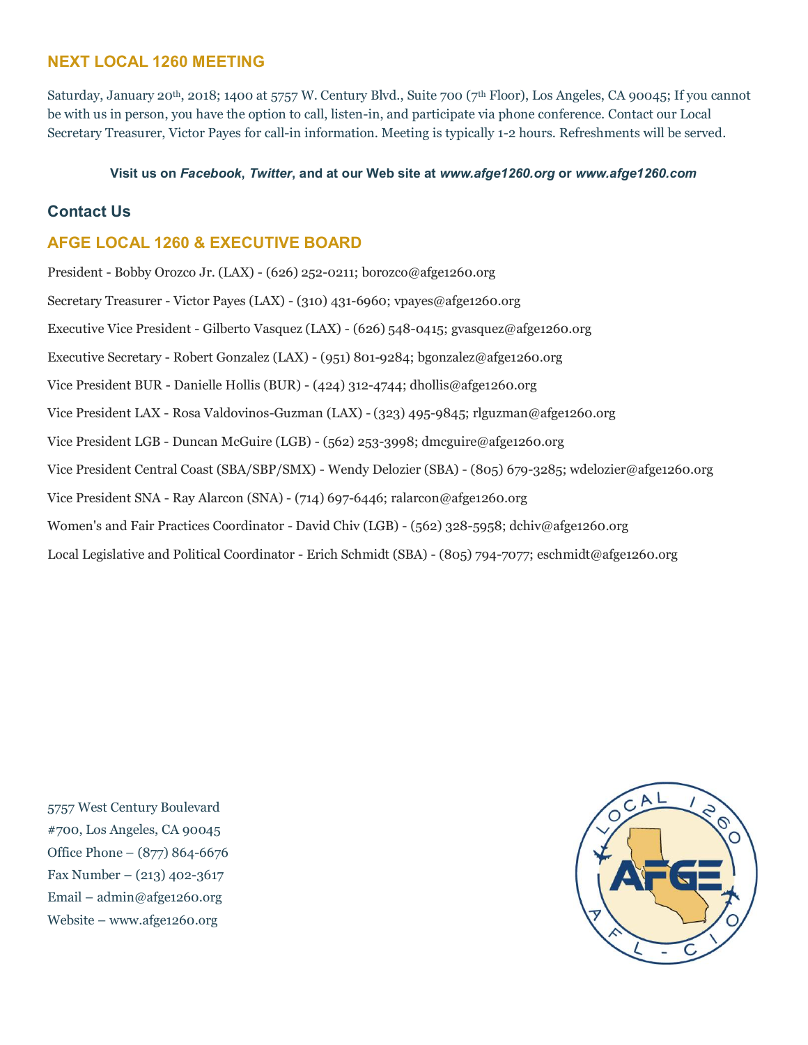## NEXT LOCAL 1260 MEETING

Saturday, January 20th, 2018; 1400 at 5757 W. Century Blvd., Suite 700 (7th Floor), Los Angeles, CA 90045; If you cannot be with us in person, you have the option to call, listen-in, and participate via phone conference. Contact our Local Secretary Treasurer, Victor Payes for call-in information. Meeting is typically 1-2 hours. Refreshments will be served.

**Visit us on *Facebook*, *Twitter*, and at our Web site at *www.afge1260.org* or *www.afge1260.com***

## Contact Us

## AFGE LOCAL 1260 & EXECUTIVE BOARD

President - Bobby Orozco Jr. (LAX) - (626) 252-0211; borozco@afge1260.org

Secretary Treasurer - Victor Payes (LAX) - (310) 431-6960; vpayes@afge1260.org

Executive Vice President - Gilberto Vasquez (LAX) - (626) 548-0415; gvasquez@afge1260.org

Executive Secretary - Robert Gonzalez (LAX) - (951) 801-9284; bgonzalez@afge1260.org

Vice President BUR - Danielle Hollis (BUR) - (424) 312-4744; dhollis@afge1260.org

Vice President LAX - Rosa Valdovinos-Guzman (LAX) - (323) 495-9845; rlguzman@afge1260.org

Vice President LGB - Duncan McGuire (LGB) - (562) 253-3998; dmcguire@afge1260.org

Vice President Central Coast (SBA/SBP/SMX) - Wendy Delozier (SBA) - (805) 679-3285; wdelozier@afge1260.org

Vice President SNA - Ray Alarcon (SNA) - (714) 697-6446; ralarcon@afge1260.org

Women's and Fair Practices Coordinator - David Chiv (LGB) - (562) 328-5958; dchiv@afge1260.org

Local Legislative and Political Coordinator - Erich Schmidt (SBA) - (805) 794-7077; eschmidt@afge1260.org

5757 West Century Boulevard
#700, Los Angeles, CA 90045
Office Phone – (877) 864-6676
Fax Number – (213) 402-3617
Email – admin@afge1260.org
Website – www.afge1260.org